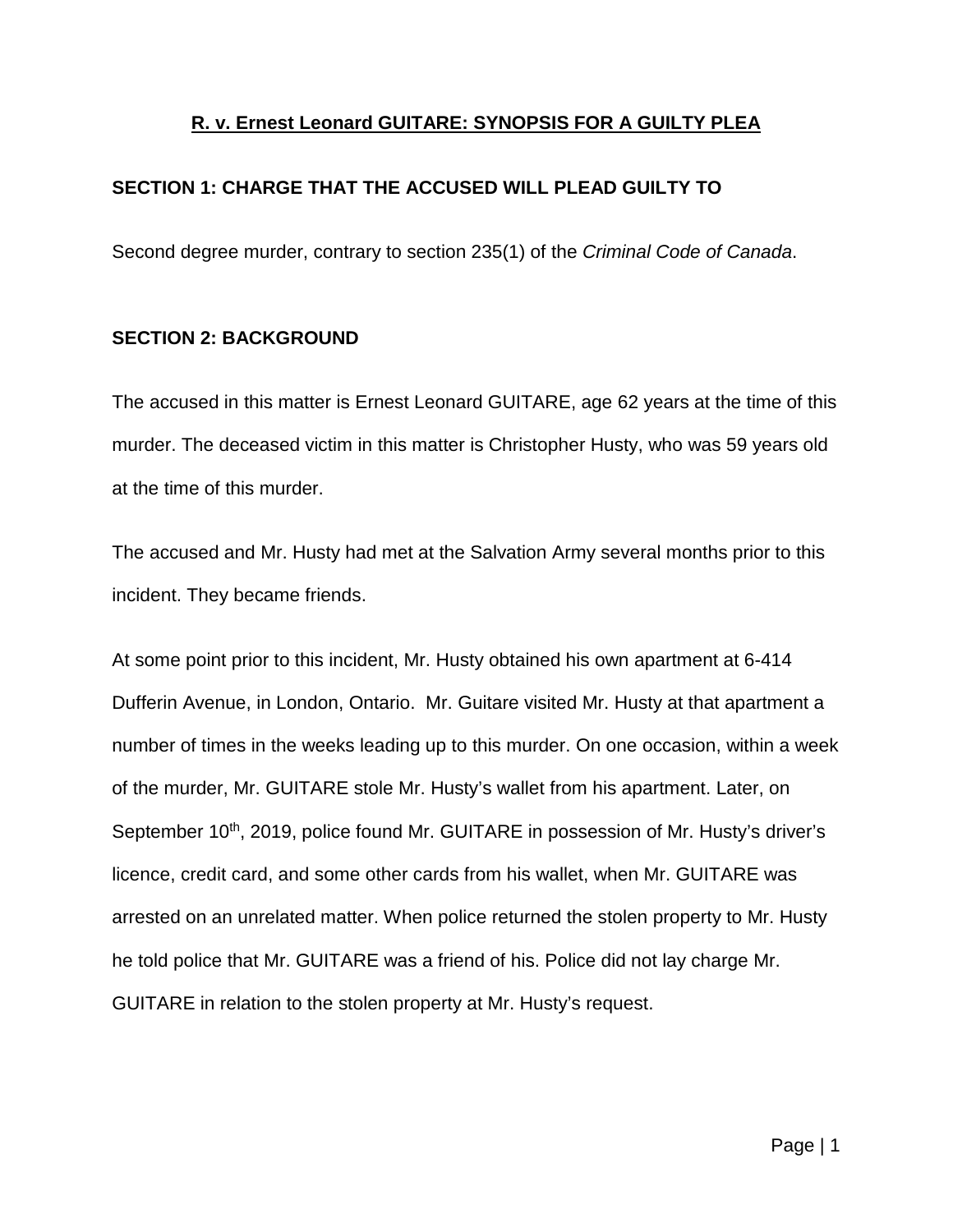# **R. v. Ernest Leonard GUITARE: SYNOPSIS FOR A GUILTY PLEA**

## SECTION 1: CHARGE THAT THE ACCUSED WILL PLEAD GUILTY TO

Second degree murder, contrary to section 235(1) of the *Criminal Code of Canada*.

## SECTION 2: BACKGROUND

The accused in this matter is Ernest Leonard GUITARE, age 62 years at the time of this murder. The deceased victim in this matter is Christopher Husty, who was 59 years old at the time of this murder.

The accused and Mr. Husty had met at the Salvation Army several months prior to this incident. They became friends.

At some point prior to this incident, Mr. Husty obtained his own apartment at 6-414 Dufferin Avenue, in London, Ontario. Mr. Guitare visited Mr. Husty at that apartment a number of times in the weeks leading up to this murder. On one occasion, within a week of the murder, Mr. GUITARE stole Mr. Husty's wallet from his apartment. Later, on September 10th, 2019, police found Mr. GUITARE in possession of Mr. Husty's driver's licence, credit card, and some other cards from his wallet, when Mr. GUITARE was arrested on an unrelated matter. When police returned the stolen property to Mr. Husty he told police that Mr. GUITARE was a friend of his. Police did not lay charge Mr. GUITARE in relation to the stolen property at Mr. Husty's request.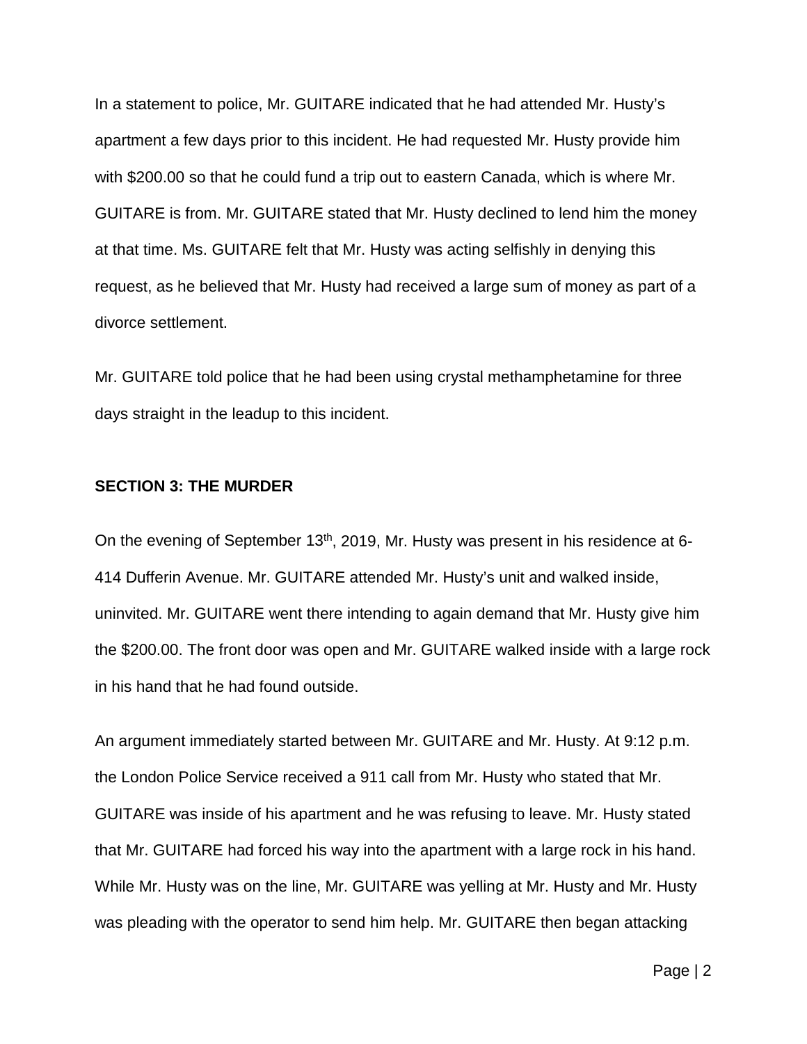In a statement to police, Mr. GUITARE indicated that he had attended Mr. Husty's apartment a few days prior to this incident. He had requested Mr. Husty provide him with $200.00 so that he could fund a trip out to eastern Canada, which is where Mr. GUITARE is from. Mr. GUITARE stated that Mr. Husty declined to lend him the money at that time. Ms. GUITARE felt that Mr. Husty was acting selfishly in denying this request, as he believed that Mr. Husty had received a large sum of money as part of a divorce settlement.

Mr. GUITARE told police that he had been using crystal methamphetamine for three days straight in the leadup to this incident.

**SECTION 3: THE MURDER**

On the evening of September 13th, 2019, Mr. Husty was present in his residence at 6-414 Dufferin Avenue. Mr. GUITARE attended Mr. Husty's unit and walked inside, uninvited. Mr. GUITARE went there intending to again demand that Mr. Husty give him the $200.00. The front door was open and Mr. GUITARE walked inside with a large rock in his hand that he had found outside.

An argument immediately started between Mr. GUITARE and Mr. Husty. At 9:12 p.m. the London Police Service received a 911 call from Mr. Husty who stated that Mr. GUITARE was inside of his apartment and he was refusing to leave. Mr. Husty stated that Mr. GUITARE had forced his way into the apartment with a large rock in his hand. While Mr. Husty was on the line, Mr. GUITARE was yelling at Mr. Husty and Mr. Husty was pleading with the operator to send him help. Mr. GUITARE then began attacking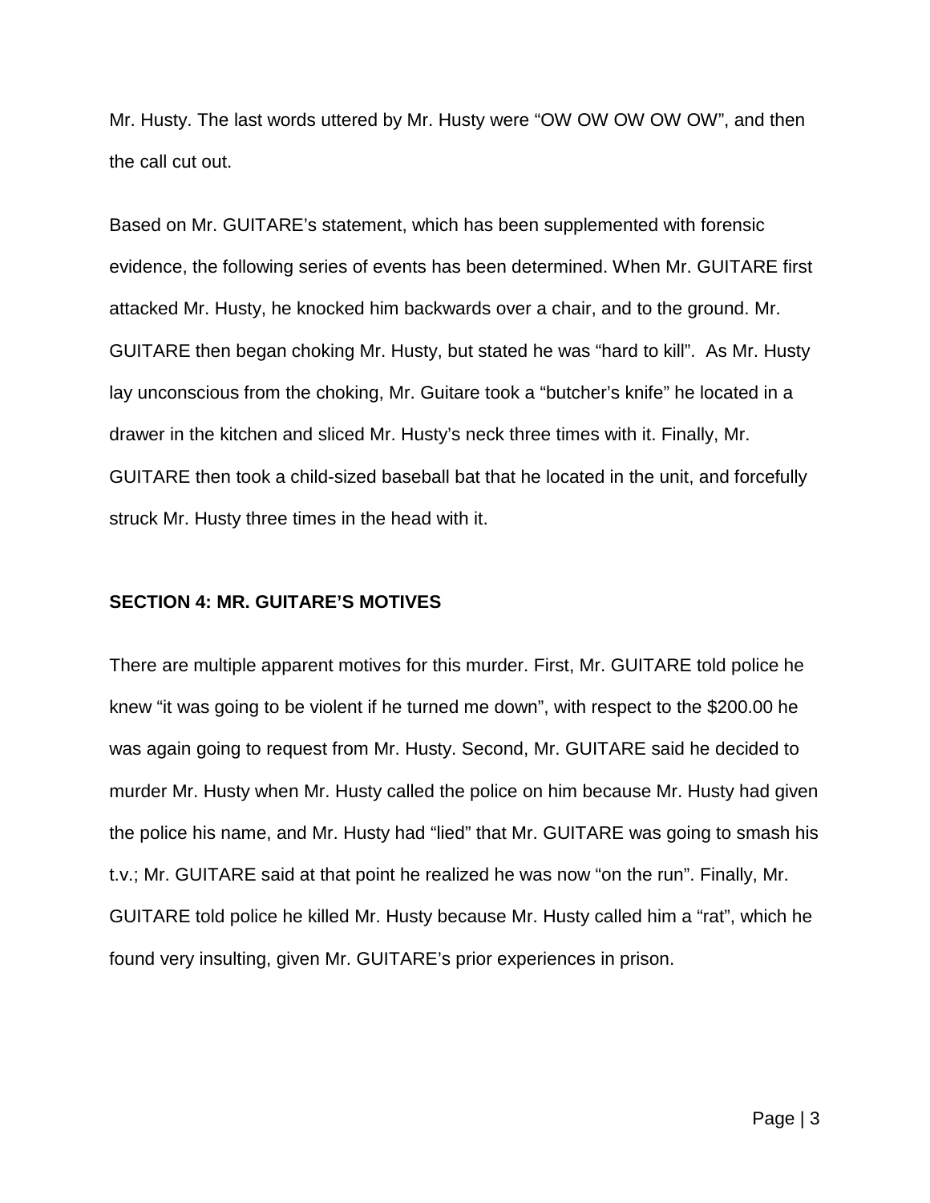Mr. Husty. The last words uttered by Mr. Husty were “OW OW OW OW OW”, and then the call cut out.

Based on Mr. GUITARE’s statement, which has been supplemented with forensic evidence, the following series of events has been determined. When Mr. GUITARE first attacked Mr. Husty, he knocked him backwards over a chair, and to the ground. Mr. GUITARE then began choking Mr. Husty, but stated he was “hard to kill”. As Mr. Husty lay unconscious from the choking, Mr. Guitare took a “butcher’s knife” he located in a drawer in the kitchen and sliced Mr. Husty’s neck three times with it. Finally, Mr. GUITARE then took a child-sized baseball bat that he located in the unit, and forcefully struck Mr. Husty three times in the head with it.

**SECTION 4: MR. GUITARE’S MOTIVES**

There are multiple apparent motives for this murder. First, Mr. GUITARE told police he knew “it was going to be violent if he turned me down”, with respect to the $200.00 he was again going to request from Mr. Husty. Second, Mr. GUITARE said he decided to murder Mr. Husty when Mr. Husty called the police on him because Mr. Husty had given the police his name, and Mr. Husty had “lied” that Mr. GUITARE was going to smash his t.v.; Mr. GUITARE said at that point he realized he was now “on the run”. Finally, Mr. GUITARE told police he killed Mr. Husty because Mr. Husty called him a “rat”, which he found very insulting, given Mr. GUITARE’s prior experiences in prison.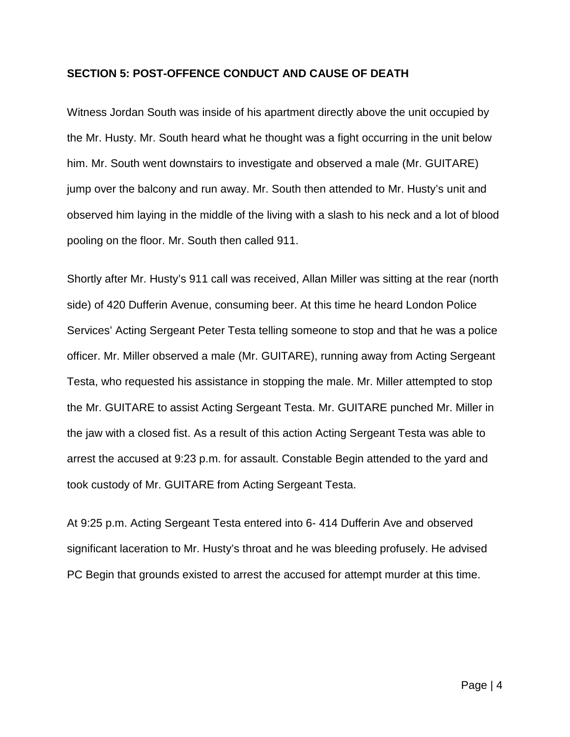**SECTION 5: POST-OFFENCE CONDUCT AND CAUSE OF DEATH**

Witness Jordan South was inside of his apartment directly above the unit occupied by the Mr. Husty. Mr. South heard what he thought was a fight occurring in the unit below him. Mr. South went downstairs to investigate and observed a male (Mr. GUITARE) jump over the balcony and run away. Mr. South then attended to Mr. Husty's unit and observed him laying in the middle of the living with a slash to his neck and a lot of blood pooling on the floor. Mr. South then called 911.

Shortly after Mr. Husty's 911 call was received, Allan Miller was sitting at the rear (north side) of 420 Dufferin Avenue, consuming beer. At this time he heard London Police Services' Acting Sergeant Peter Testa telling someone to stop and that he was a police officer. Mr. Miller observed a male (Mr. GUITARE), running away from Acting Sergeant Testa, who requested his assistance in stopping the male. Mr. Miller attempted to stop the Mr. GUITARE to assist Acting Sergeant Testa. Mr. GUITARE punched Mr. Miller in the jaw with a closed fist. As a result of this action Acting Sergeant Testa was able to arrest the accused at 9:23 p.m. for assault. Constable Begin attended to the yard and took custody of Mr. GUITARE from Acting Sergeant Testa.

At 9:25 p.m. Acting Sergeant Testa entered into 6- 414 Dufferin Ave and observed significant laceration to Mr. Husty's throat and he was bleeding profusely. He advised PC Begin that grounds existed to arrest the accused for attempt murder at this time.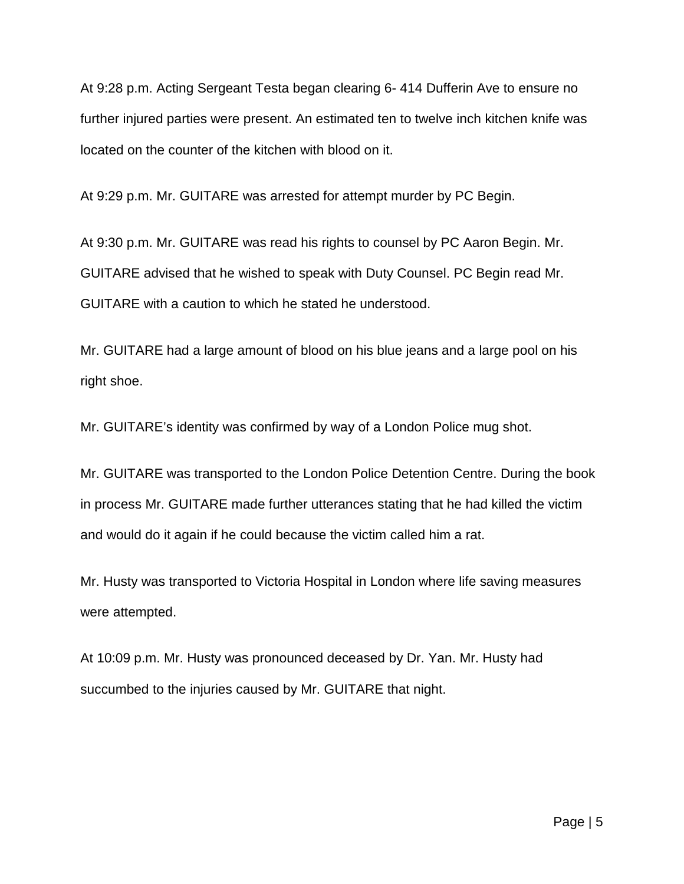At 9:28 p.m. Acting Sergeant Testa began clearing 6- 414 Dufferin Ave to ensure no further injured parties were present. An estimated ten to twelve inch kitchen knife was located on the counter of the kitchen with blood on it.

At 9:29 p.m. Mr. GUITARE was arrested for attempt murder by PC Begin.

At 9:30 p.m. Mr. GUITARE was read his rights to counsel by PC Aaron Begin. Mr. GUITARE advised that he wished to speak with Duty Counsel. PC Begin read Mr. GUITARE with a caution to which he stated he understood.

Mr. GUITARE had a large amount of blood on his blue jeans and a large pool on his right shoe.

Mr. GUITARE's identity was confirmed by way of a London Police mug shot.

Mr. GUITARE was transported to the London Police Detention Centre. During the book in process Mr. GUITARE made further utterances stating that he had killed the victim and would do it again if he could because the victim called him a rat.

Mr. Husty was transported to Victoria Hospital in London where life saving measures were attempted.

At 10:09 p.m. Mr. Husty was pronounced deceased by Dr. Yan. Mr. Husty had succumbed to the injuries caused by Mr. GUITARE that night.